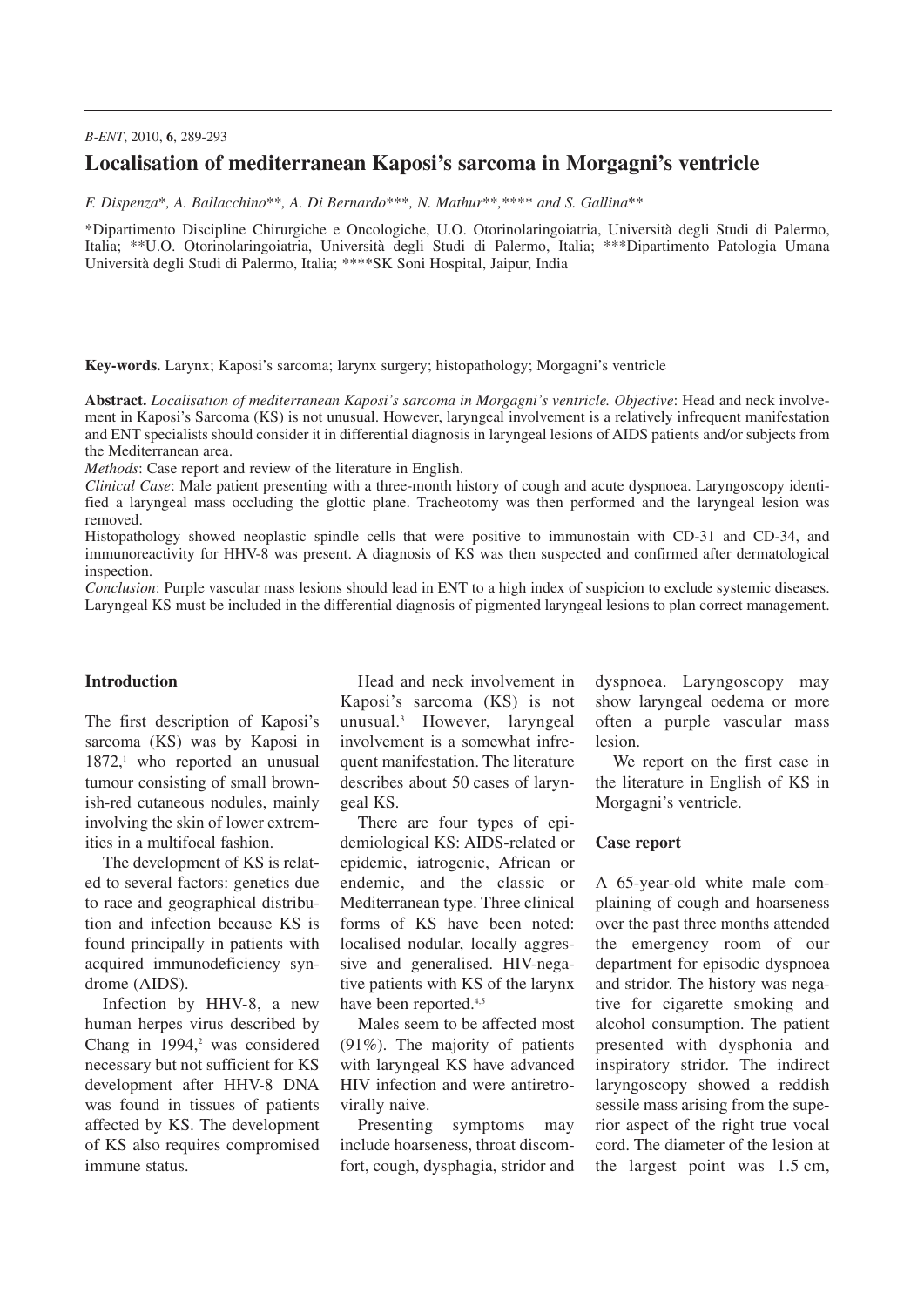*B-ENT*, 2010, **6**, 289-293

# Localisation of mediterranean Kaposi's sarcoma in Morgagni's ventricle

*F. Dispenza\*, A. Ballacchino\*\*, A. Di Bernardo\*\*\*, N. Mathur\*\*,\*\*\*\* and S. Gallina\*\**

\*Dipartimento Discipline Chirurgiche e Oncologiche, U.O. Otorinolaringoiatria, Università degli Studi di Palermo, Italia; \*\*U.O. Otorinolaringoiatria, Università degli Studi di Palermo, Italia; \*\*\*Dipartimento Patologia Umana Università degli Studi di Palermo, Italia; \*\*\*\*SK Soni Hospital, Jaipur, India

**Key-words.** Larynx; Kaposi's sarcoma; larynx surgery; histopathology; Morgagni's ventricle

**Abstract.** *Localisation of mediterranean Kaposi's sarcoma in Morgagni's ventricle. Objective*: Head and neck involvement in Kaposi's Sarcoma (KS) is not unusual. However, laryngeal involvement is a relatively infrequent manifestation and ENT specialists should consider it in differential diagnosis in laryngeal lesions of AIDS patients and/or subjects from the Mediterranean area.

*Methods*: Case report and review of the literature in English.

*Clinical Case*: Male patient presenting with a three-month history of cough and acute dyspnoea. Laryngoscopy identified a laryngeal mass occluding the glottic plane. Tracheotomy was then performed and the laryngeal lesion was removed.

Histopathology showed neoplastic spindle cells that were positive to immunostain with CD-31 and CD-34, and immunoreactivity for HHV-8 was present. A diagnosis of KS was then suspected and confirmed after dermatological inspection.

*Conclusion*: Purple vascular mass lesions should lead in ENT to a high index of suspicion to exclude systemic diseases. Laryngeal KS must be included in the differential diagnosis of pigmented laryngeal lesions to plan correct management.

## Introduction

The first description of Kaposi's sarcoma (KS) was by Kaposi in 1872,[1] who reported an unusual tumour consisting of small brownish-red cutaneous nodules, mainly involving the skin of lower extremities in a multifocal fashion.

The development of KS is related to several factors: genetics due to race and geographical distribution and infection because KS is found principally in patients with acquired immunodeficiency syndrome (AIDS).

Infection by HHV-8, a new human herpes virus described by Chang in 1994,[2] was considered necessary but not sufficient for KS development after HHV-8 DNA was found in tissues of patients affected by KS. The development of KS also requires compromised immune status.

Head and neck involvement in Kaposi's sarcoma (KS) is not unusual.[3] However, laryngeal involvement is a somewhat infrequent manifestation. The literature describes about 50 cases of laryngeal KS.

There are four types of epidemiological KS: AIDS-related or epidemic, iatrogenic, African or endemic, and the classic or Mediterranean type. Three clinical forms of KS have been noted: localised nodular, locally aggressive and generalised. HIV-negative patients with KS of the larynx have been reported.[4,5]

Males seem to be affected most (91%). The majority of patients with laryngeal KS have advanced HIV infection and were antiretrovirally naive.

Presenting symptoms may include hoarseness, throat discomfort, cough, dysphagia, stridor and dyspnoea. Laryngoscopy may show laryngeal oedema or more often a purple vascular mass lesion.

We report on the first case in the literature in English of KS in Morgagni's ventricle.

## Case report

A 65-year-old white male complaining of cough and hoarseness over the past three months attended the emergency room of our department for episodic dyspnoea and stridor. The history was negative for cigarette smoking and alcohol consumption. The patient presented with dysphonia and inspiratory stridor. The indirect laryngoscopy showed a reddish sessile mass arising from the superior aspect of the right true vocal cord. The diameter of the lesion at the largest point was 1.5 cm,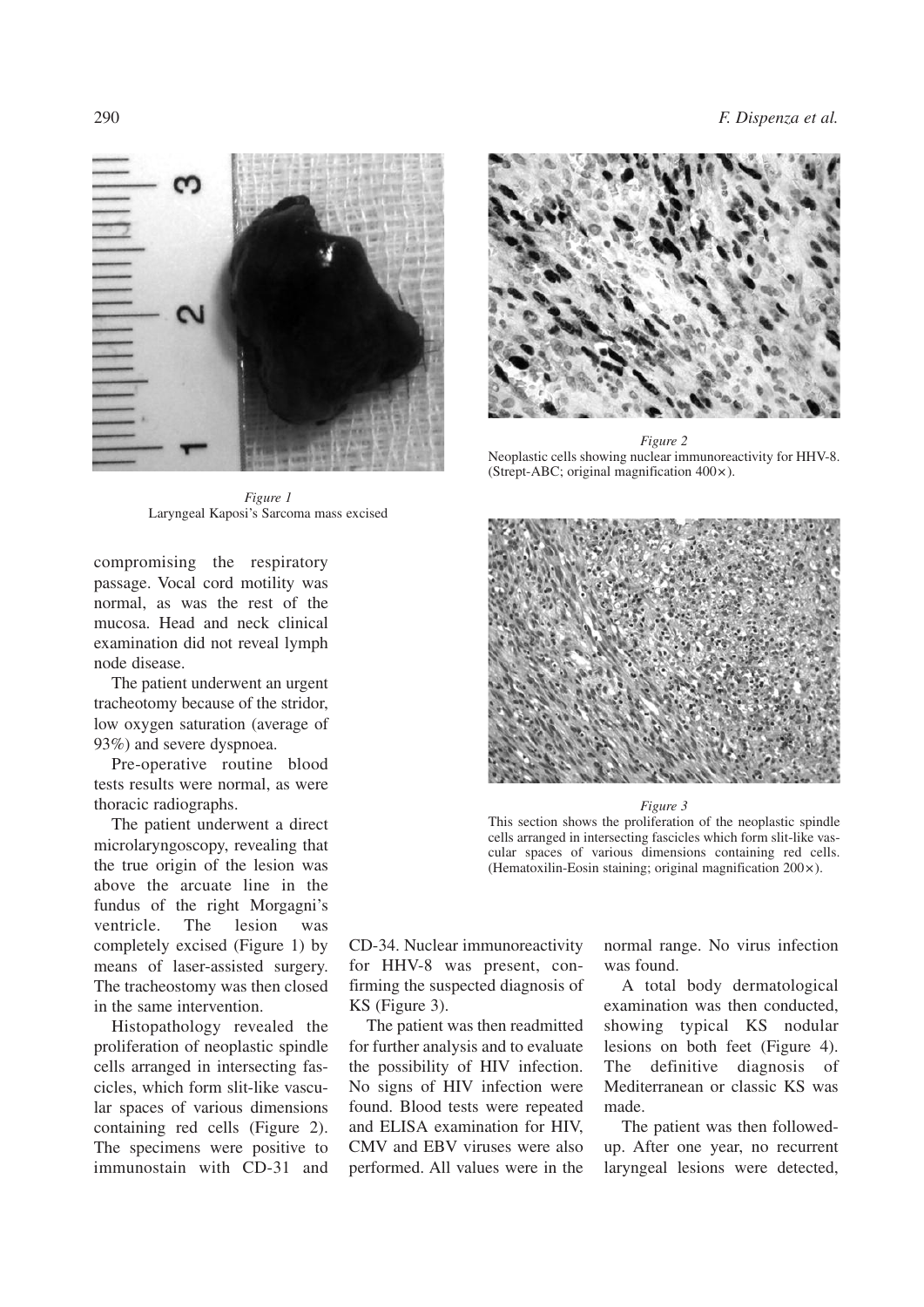*Figure 1*
Laryngeal Kaposi's Sarcoma mass excised

*Figure 2*
Neoplastic cells showing nuclear immunoreactivity for HHV-8. (Strept-ABC; original magnification 400×).

*Figure 3*
This section shows the proliferation of the neoplastic spindle cells arranged in intersecting fascicles which form slit-like vascular spaces of various dimensions containing red cells. (Hematoxilin-Eosin staining; original magnification 200×).

compromising the respiratory passage. Vocal cord motility was normal, as was the rest of the mucosa. Head and neck clinical examination did not reveal lymph node disease.

The patient underwent an urgent tracheotomy because of the stridor, low oxygen saturation (average of 93%) and severe dyspnoea.

Pre-operative routine blood tests results were normal, as were thoracic radiographs.

The patient underwent a direct microlaryngoscopy, revealing that the true origin of the lesion was above the arcuate line in the fundus of the right Morgagni's ventricle. The lesion was completely excised (Figure 1) by means of laser-assisted surgery. The tracheostomy was then closed in the same intervention.

Histopathology revealed the proliferation of neoplastic spindle cells arranged in intersecting fascicles, which form slit-like vascular spaces of various dimensions containing red cells (Figure 2). The specimens were positive to immunostain with CD-31 and CD-34. Nuclear immunoreactivity for HHV-8 was present, confirming the suspected diagnosis of KS (Figure 3).

The patient was then readmitted for further analysis and to evaluate the possibility of HIV infection. No signs of HIV infection were found. Blood tests were repeated and ELISA examination for HIV, CMV and EBV viruses were also performed. All values were in the normal range. No virus infection was found.

A total body dermatological examination was then conducted, showing typical KS nodular lesions on both feet (Figure 4). The definitive diagnosis of Mediterranean or classic KS was made.

The patient was then followed-up. After one year, no recurrent laryngeal lesions were detected,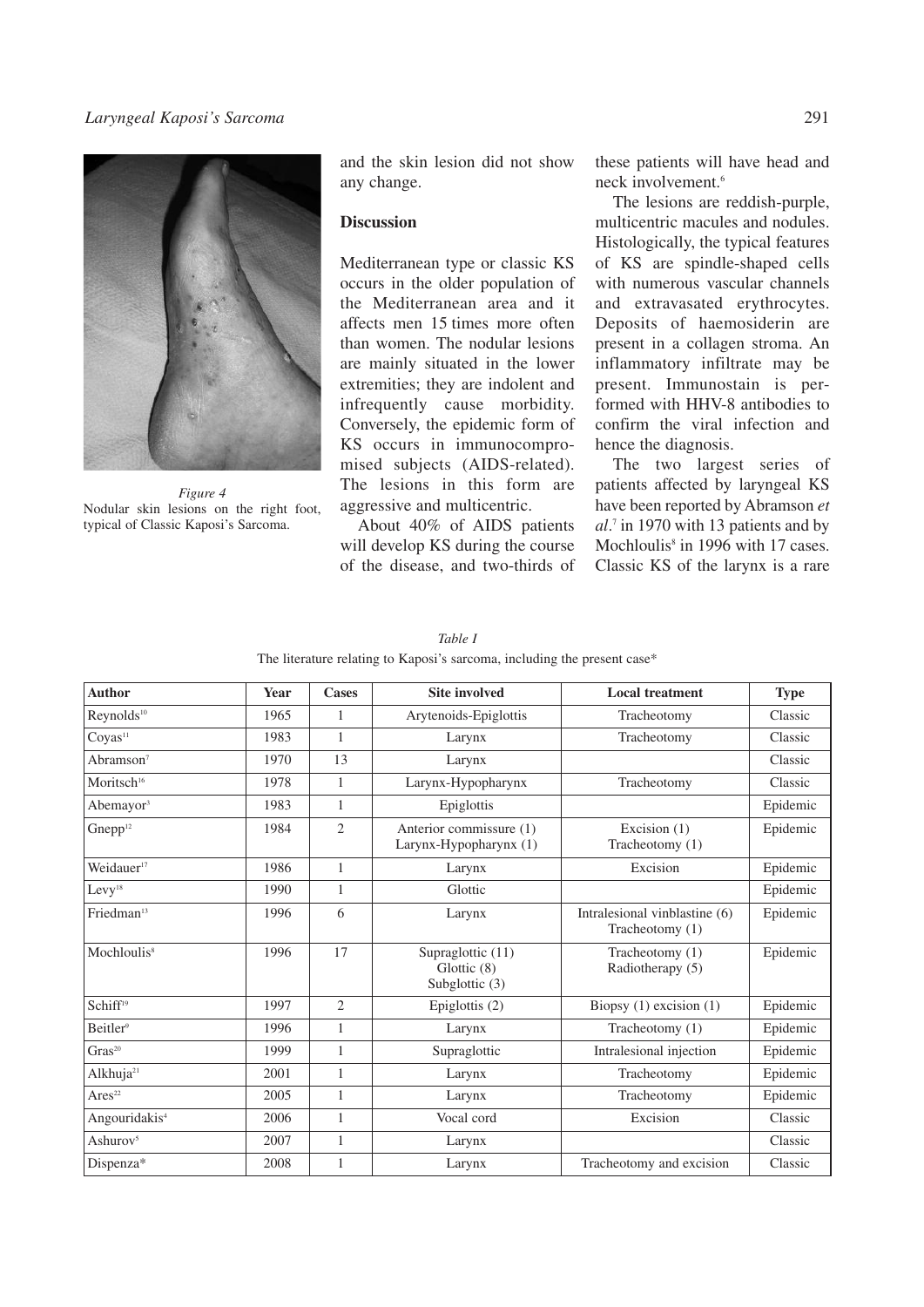Figure 4
Nodular skin lesions on the right foot, typical of Classic Kaposi's Sarcoma.

and the skin lesion did not show any change.

## Discussion

Mediterranean type or classic KS occurs in the older population of the Mediterranean area and it affects men 15 times more often than women. The nodular lesions are mainly situated in the lower extremities; they are indolent and infrequently cause morbidity. Conversely, the epidemic form of KS occurs in immunocompromised subjects (AIDS-related). The lesions in this form are aggressive and multicentric.

About 40% of AIDS patients will develop KS during the course of the disease, and two-thirds of these patients will have head and neck involvement.[6]

The lesions are reddish-purple, multicentric macules and nodules. Histologically, the typical features of KS are spindle-shaped cells with numerous vascular channels and extravasated erythrocytes. Deposits of haemosiderin are present in a collagen stroma. An inflammatory infiltrate may be present. Immunostain is performed with HHV-8 antibodies to confirm the viral infection and hence the diagnosis.

The two largest series of patients affected by laryngeal KS have been reported by Abramson *et al*.[7] in 1970 with 13 patients and by Mochloulis[8] in 1996 with 17 cases. Classic KS of the larynx is a rare

*Table I*
The literature relating to Kaposi's sarcoma, including the present case*

| Author | Year | Cases | Site involved | Local treatment | Type |
|---|---|---|---|---|---|
| Reynolds[10] | 1965 | 1 | Arytenoids-Epiglottis | Tracheotomy | Classic |
| Coyas[11] | 1983 | 1 | Larynx | Tracheotomy | Classic |
| Abramson[7] | 1970 | 13 | Larynx | | Classic |
| Moritsch[16] | 1978 | 1 | Larynx-Hypopharynx | Tracheotomy | Classic |
| Abemayor[3] | 1983 | 1 | Epiglottis | | Epidemic |
| Gnepp[12] | 1984 | 2 | Anterior commissure (1)<br>Larynx-Hypopharynx (1) | Excision (1)<br>Tracheotomy (1) | Epidemic |
| Weidauer[17] | 1986 | 1 | Larynx | Excision | Epidemic |
| Levy[18] | 1990 | 1 | Glottic | | Epidemic |
| Friedman[13] | 1996 | 6 | Larynx | Intralesional vinblastine (6)<br>Tracheotomy (1) | Epidemic |
| Mochloulis[8] | 1996 | 17 | Supraglottic (11)<br>Glottic (8)<br>Subglottic (3) | Tracheotomy (1)<br>Radiotherapy (5) | Epidemic |
| Schiff[19] | 1997 | 2 | Epiglottis (2) | Biopsy (1) excision (1) | Epidemic |
| Beitler[9] | 1996 | 1 | Larynx | Tracheotomy (1) | Epidemic |
| Gras[20] | 1999 | 1 | Supraglottic | Intralesional injection | Epidemic |
| Alkhuja[21] | 2001 | 1 | Larynx | Tracheotomy | Epidemic |
| Ares[22] | 2005 | 1 | Larynx | Tracheotomy | Epidemic |
| Angouridakis[4] | 2006 | 1 | Vocal cord | Excision | Classic |
| Ashurov[5] | 2007 | 1 | Larynx | | Classic |
| Dispenza* | 2008 | 1 | Larynx | Tracheotomy and excision | Classic |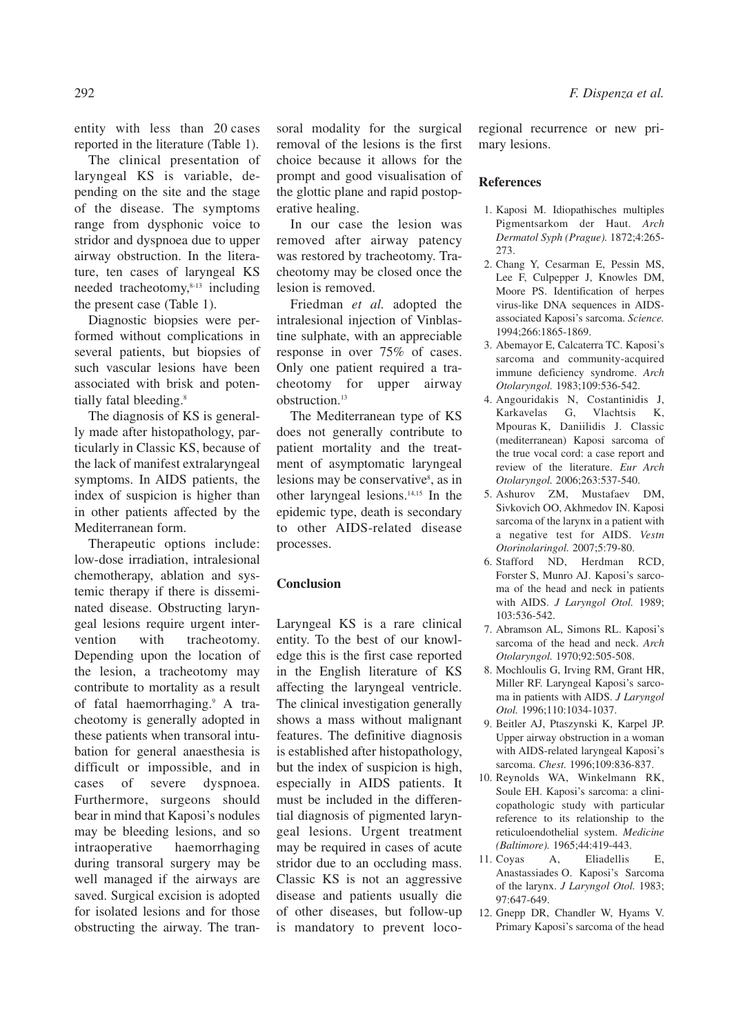entity with less than 20 cases reported in the literature (Table 1).

The clinical presentation of laryngeal KS is variable, depending on the site and the stage of the disease. The symptoms range from dysphonic voice to stridor and dyspnoea due to upper airway obstruction. In the literature, ten cases of laryngeal KS needed tracheotomy,[8-13] including the present case (Table 1).

Diagnostic biopsies were performed without complications in several patients, but biopsies of such vascular lesions have been associated with brisk and potentially fatal bleeding.[8]

The diagnosis of KS is generally made after histopathology, particularly in Classic KS, because of the lack of manifest extralaryngeal symptoms. In AIDS patients, the index of suspicion is higher than in other patients affected by the Mediterranean form.

Therapeutic options include: low-dose irradiation, intralesional chemotherapy, ablation and systemic therapy if there is disseminated disease. Obstructing laryngeal lesions require urgent intervention with tracheotomy. Depending upon the location of the lesion, a tracheotomy may contribute to mortality as a result of fatal haemorrhaging.[9] A tracheotomy is generally adopted in these patients when transoral intubation for general anaesthesia is difficult or impossible, and in cases of severe dyspnoea. Furthermore, surgeons should bear in mind that Kaposi's nodules may be bleeding lesions, and so intraoperative haemorrhaging during transoral surgery may be well managed if the airways are saved. Surgical excision is adopted for isolated lesions and for those obstructing the airway. The transoral modality for the surgical removal of the lesions is the first choice because it allows for the prompt and good visualisation of the glottic plane and rapid postoperative healing.

In our case the lesion was removed after airway patency was restored by tracheotomy. Tracheotomy may be closed once the lesion is removed.

Friedman *et al.* adopted the intralesional injection of Vinblastine sulphate, with an appreciable response in over 75% of cases. Only one patient required a tracheotomy for upper airway obstruction.[13]

The Mediterranean type of KS does not generally contribute to patient mortality and the treatment of asymptomatic laryngeal lesions may be conservative[8], as in other laryngeal lesions.[14,15] In the epidemic type, death is secondary to other AIDS-related disease processes.

## Conclusion

Laryngeal KS is a rare clinical entity. To the best of our knowledge this is the first case reported in the English literature of KS affecting the laryngeal ventricle. The clinical investigation generally shows a mass without malignant features. The definitive diagnosis is established after histopathology, but the index of suspicion is high, especially in AIDS patients. It must be included in the differential diagnosis of pigmented laryngeal lesions. Urgent treatment may be required in cases of acute stridor due to an occluding mass. Classic KS is not an aggressive disease and patients usually die of other diseases, but follow-up is mandatory to prevent locoregional recurrence or new primary lesions.

## References

1. Kaposi M. Idiopathisches multiples Pigmentsarkom der Haut. *Arch Dermatol Syph (Prague).* 1872;4:265-273.
2. Chang Y, Cesarman E, Pessin MS, Lee F, Culpepper J, Knowles DM, Moore PS. Identification of herpes virus-like DNA sequences in AIDS-associated Kaposi's sarcoma. *Science.* 1994;266:1865-1869.
3. Abemayor E, Calcaterra TC. Kaposi's sarcoma and community-acquired immune deficiency syndrome. *Arch Otolaryngol.* 1983;109:536-542.
4. Angouridakis N, Costantinidis J, Karkavelas G, Vlachtsis K, Mpouras K, Daniilidis J. Classic (mediterranean) Kaposi sarcoma of the true vocal cord: a case report and review of the literature. *Eur Arch Otolaryngol.* 2006;263:537-540.
5. Ashurov ZM, Mustafaev DM, Sivkovich OO, Akhmedov IN. Kaposi sarcoma of the larynx in a patient with a negative test for AIDS. *Vestn Otorinolaringol.* 2007;5:79-80.
6. Stafford ND, Herdman RCD, Forster S, Munro AJ. Kaposi's sarcoma of the head and neck in patients with AIDS. *J Laryngol Otol.* 1989; 103:536-542.
7. Abramson AL, Simons RL. Kaposi's sarcoma of the head and neck. *Arch Otolaryngol.* 1970;92:505-508.
8. Mochloulis G, Irving RM, Grant HR, Miller RF. Laryngeal Kaposi's sarcoma in patients with AIDS. *J Laryngol Otol.* 1996;110:1034-1037.
9. Beitler AJ, Ptaszynski K, Karpel JP. Upper airway obstruction in a woman with AIDS-related laryngeal Kaposi's sarcoma. *Chest.* 1996;109:836-837.
10. Reynolds WA, Winkelmann RK, Soule EH. Kaposi's sarcoma: a clinicopathologic study with particular reference to its relationship to the reticuloendothelial system. *Medicine (Baltimore).* 1965;44:419-443.
11. Coyas A, Eliadellis E, Anastassiades O. Kaposi's Sarcoma of the larynx. *J Laryngol Otol.* 1983; 97:647-649.
12. Gnepp DR, Chandler W, Hyams V. Primary Kaposi's sarcoma of the head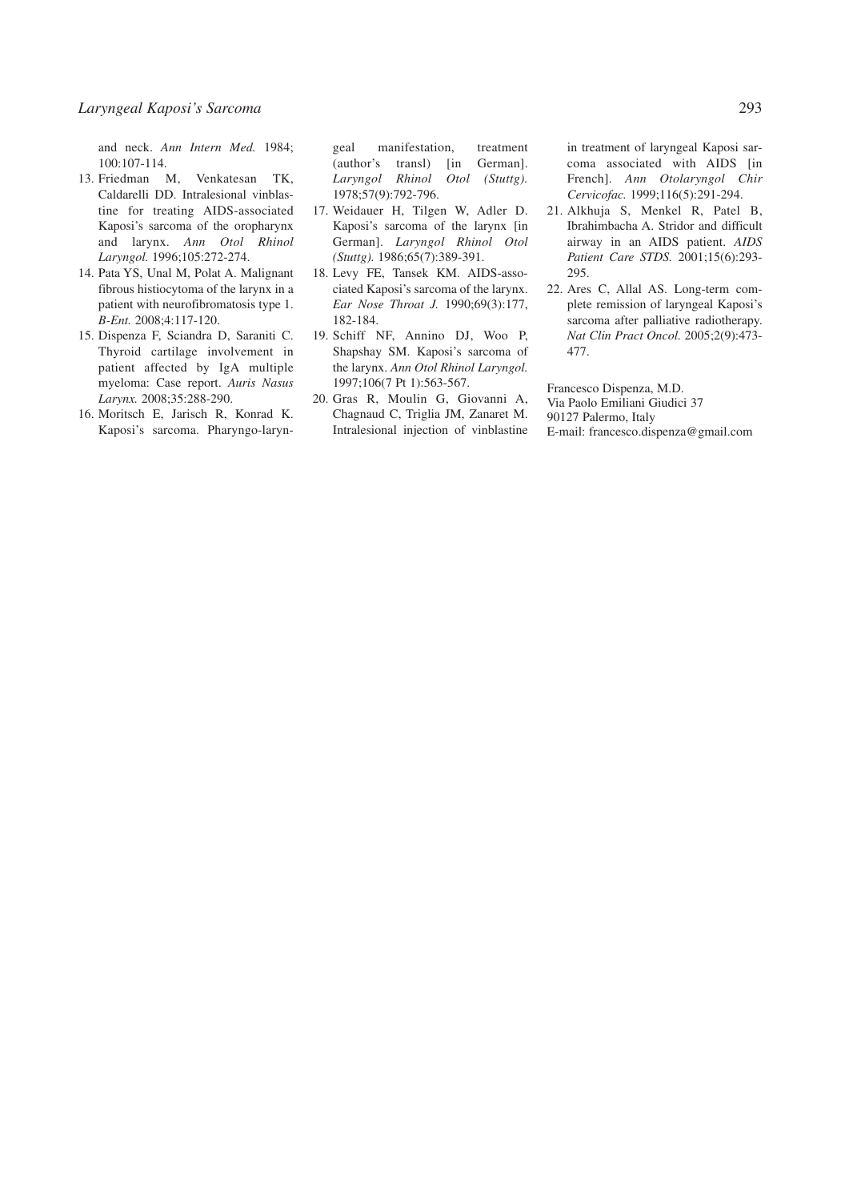and neck. *Ann Intern Med.* 1984; 100:107-114.

13. Friedman M, Venkatesan TK, Caldarelli DD. Intralesional vinblastine for treating AIDS-associated Kaposi's sarcoma of the oropharynx and larynx. *Ann Otol Rhinol Laryngol.* 1996;105:272-274.
14. Pata YS, Unal M, Polat A. Malignant fibrous histiocytoma of the larynx in a patient with neurofibromatosis type 1. *B-Ent.* 2008;4:117-120.
15. Dispenza F, Sciandra D, Saraniti C. Thyroid cartilage involvement in patient affected by IgA multiple myeloma: Case report. *Auris Nasus Larynx.* 2008;35:288-290.
16. Moritsch E, Jarisch R, Konrad K. Kaposi's sarcoma. Pharyngo-laryngeal manifestation, treatment (author's transl) [in German]. *Laryngol Rhinol Otol (Stuttg).* 1978;57(9):792-796.
17. Weidauer H, Tilgen W, Adler D. Kaposi's sarcoma of the larynx [in German]. *Laryngol Rhinol Otol (Stuttg).* 1986;65(7):389-391.
18. Levy FE, Tansek KM. AIDS-associated Kaposi's sarcoma of the larynx. *Ear Nose Throat J.* 1990;69(3):177, 182-184.
19. Schiff NF, Annino DJ, Woo P, Shapshay SM. Kaposi's sarcoma of the larynx. *Ann Otol Rhinol Laryngol.* 1997;106(7 Pt 1):563-567.
20. Gras R, Moulin G, Giovanni A, Chagnaud C, Triglia JM, Zanaret M. Intralesional injection of vinblastine in treatment of laryngeal Kaposi sarcoma associated with AIDS [in French]. *Ann Otolaryngol Chir Cervicofac.* 1999;116(5):291-294.
21. Alkhuja S, Menkel R, Patel B, Ibrahimbacha A. Stridor and difficult airway in an AIDS patient. *AIDS Patient Care STDS.* 2001;15(6):293-295.
22. Ares C, Allal AS. Long-term complete remission of laryngeal Kaposi's sarcoma after palliative radiotherapy. *Nat Clin Pract Oncol.* 2005;2(9):473-477.

Francesco Dispenza, M.D.
Via Paolo Emiliani Giudici 37
90127 Palermo, Italy
E-mail: francesco.dispenza@gmail.com